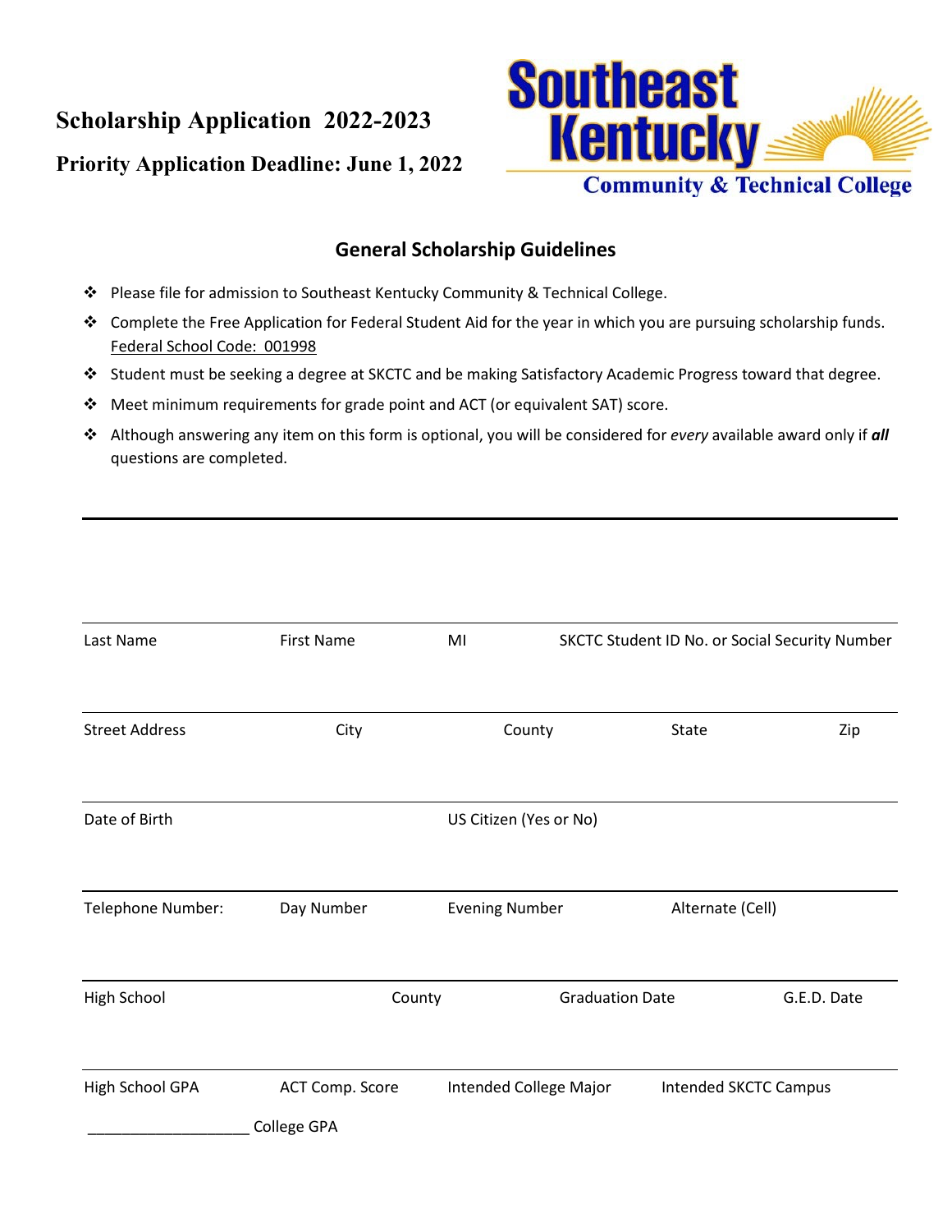# Scholarship Application 2022-2023

**Priority Application Deadline: June 1, 2022**

Southeast Kentucky Community & Technical College

## General Scholarship Guidelines

- Please file for admission to Southeast Kentucky Community & Technical College.
- Complete the Free Application for Federal Student Aid for the year in which you are pursuing scholarship funds. Federal School Code: 001998
- Student must be seeking a degree at SKCTC and be making Satisfactory Academic Progress toward that degree.
- Meet minimum requirements for grade point and ACT (or equivalent SAT) score.
- Although answering any item on this form is optional, you will be considered for *every* available award only if ***all*** questions are completed.

---

Last Name | First Name | MI | SKCTC Student ID No. or Social Security Number

Street Address | City | County | State | Zip

Date of Birth | US Citizen (Yes or No)

Telephone Number: | Day Number | Evening Number | Alternate (Cell)

High School | County | Graduation Date | G.E.D. Date

High School GPA | ACT Comp. Score | Intended College Major | Intended SKCTC Campus

___________________ College GPA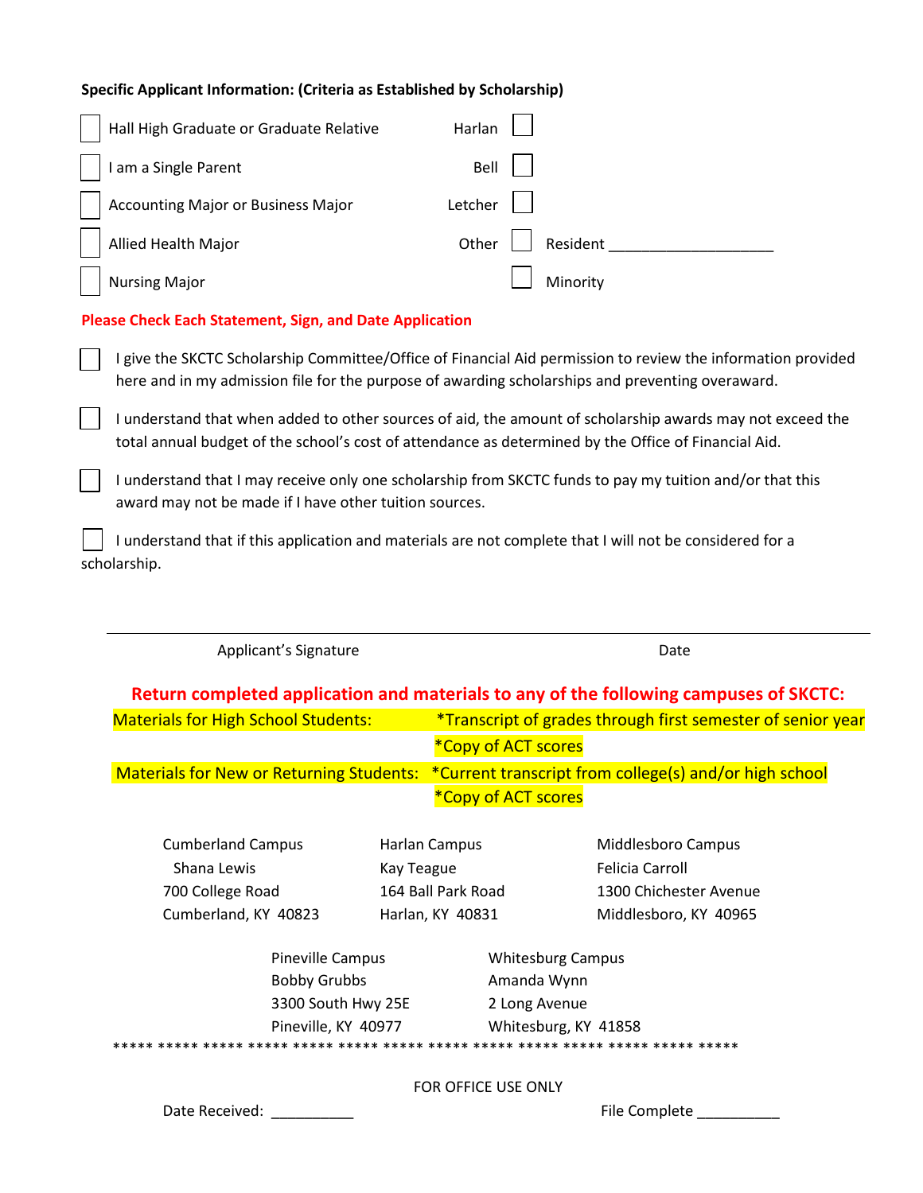**Specific Applicant Information: (Criteria as Established by Scholarship)**

| | |
|---|---|
| ☐ Hall High Graduate or Graduate Relative | Harlan ☐ |
| ☐ I am a Single Parent | Bell ☐ |
| ☐ Accounting Major or Business Major | Letcher ☐ |
| ☐ Allied Health Major | Other ☐ Resident ____________________ |
| ☐ Nursing Major | ☐ Minority |

**Please Check Each Statement, Sign, and Date Application**

☐ I give the SKCTC Scholarship Committee/Office of Financial Aid permission to review the information provided here and in my admission file for the purpose of awarding scholarships and preventing overaward.

☐ I understand that when added to other sources of aid, the amount of scholarship awards may not exceed the total annual budget of the school's cost of attendance as determined by the Office of Financial Aid.

☐ I understand that I may receive only one scholarship from SKCTC funds to pay my tuition and/or that this award may not be made if I have other tuition sources.

☐ I understand that if this application and materials are not complete that I will not be considered for a scholarship.

______________________________________________________________________________

Applicant's Signature                                                                 Date

**Return completed application and materials to any of the following campuses of SKCTC:**

| | |
|---|---|
| Materials for High School Students: | *Transcript of grades through first semester of senior year |
| | *Copy of ACT scores |
| Materials for New or Returning Students: | *Current transcript from college(s) and/or high school |
| | *Copy of ACT scores |

Cumberland Campus
Shana Lewis
700 College Road
Cumberland, KY 40823

Harlan Campus
Kay Teague
164 Ball Park Road
Harlan, KY 40831

Middlesboro Campus
Felicia Carroll
1300 Chichester Avenue
Middlesboro, KY 40965

Pineville Campus
Bobby Grubbs
3300 South Hwy 25E
Pineville, KY 40977

Whitesburg Campus
Amanda Wynn
2 Long Avenue
Whitesburg, KY 41858

***** ***** ***** ***** ***** ***** ***** ***** ***** ***** ***** ***** ***** *****

FOR OFFICE USE ONLY

Date Received: __________                                        File Complete __________